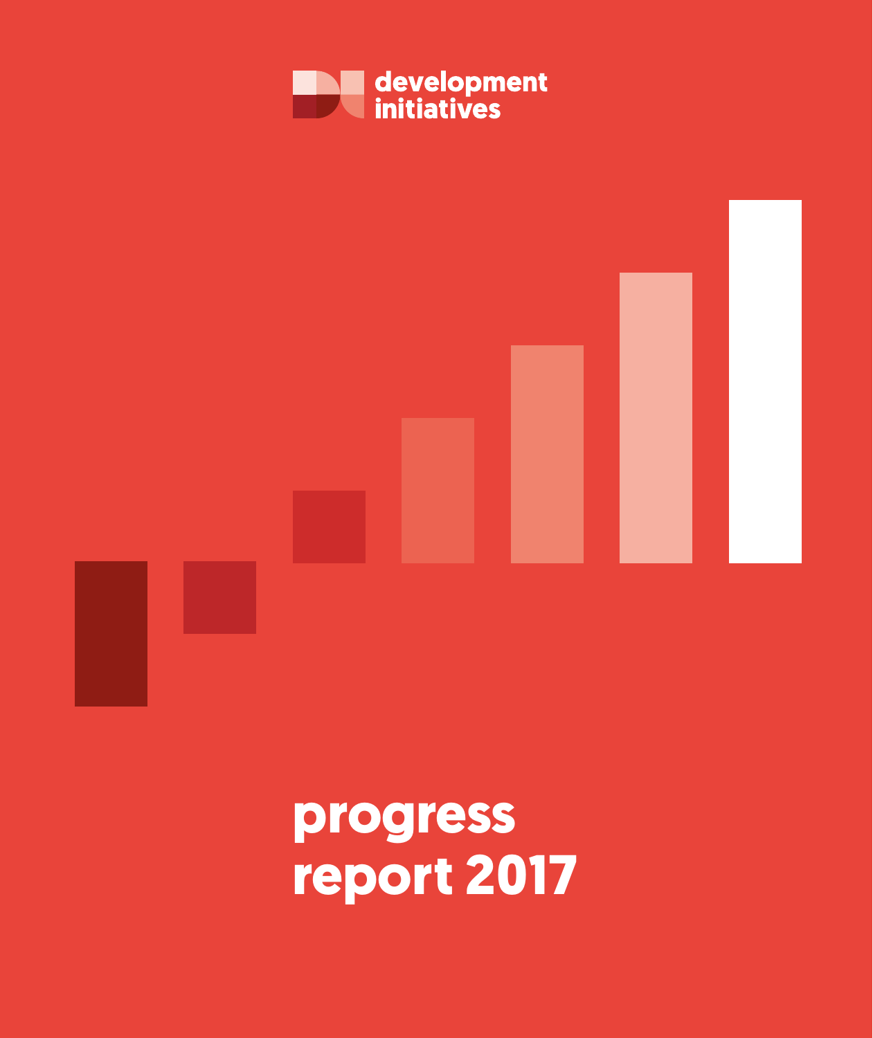development initiatives

# progress report 2017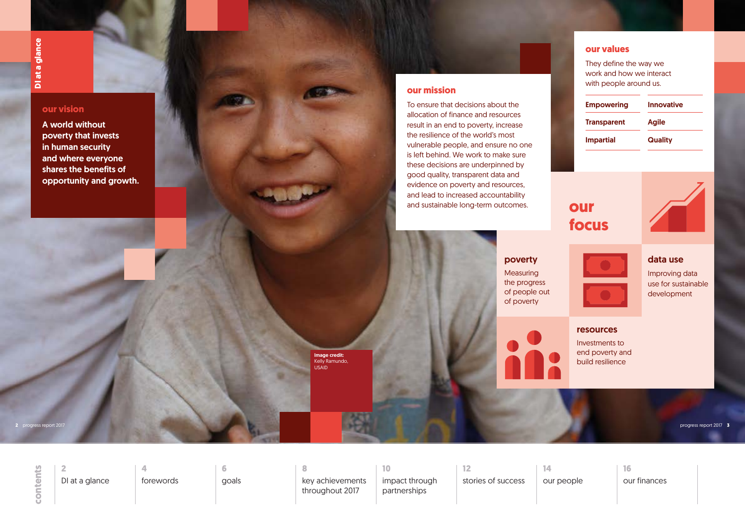# DI at a glance

## our vision

**A world without poverty that invests in human security and where everyone shares the benefits of opportunity and growth.**

## our mission

To ensure that decisions about the allocation of finance and resources result in an end to poverty, increase the resilience of the world's most vulnerable people, and ensure no one is left behind. We work to make sure these decisions are underpinned by good quality, transparent data and evidence on poverty and resources, and lead to increased accountability and sustainable long-term outcomes.

## our values

They define the way we work and how we interact with people around us.

| | |
|---|---|
| **Empowering** | **Innovative** |
| **Transparent** | **Agile** |
| **Impartial** | **Quality** |

## our focus

### poverty

Measuring the progress of people out of poverty

### data use

Improving data use for sustainable development

### resources

Investments to end poverty and build resilience

Image credit: Kelly Ramundo, USAID

## contents

| | |
|---|---|
| 2 | DI at a glance |
| 4 | forewords |
| 6 | goals |
| 8 | key achievements throughout 2017 |
| 10 | impact through partnerships |
| 12 | stories of success |
| 14 | our people |
| 16 | our finances |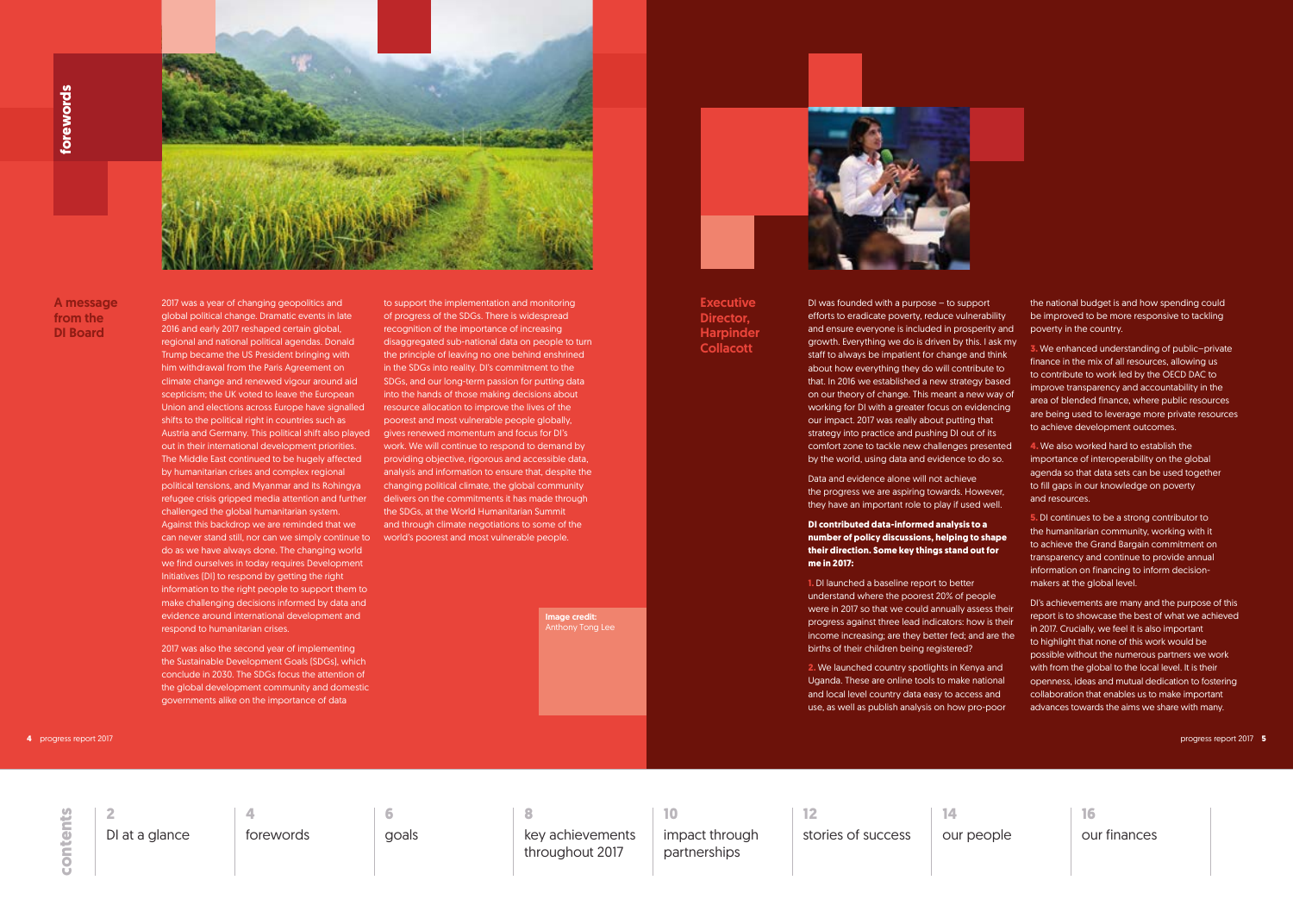# forewords

## A message from the DI Board

2017 was a year of changing geopolitics and global political change. Dramatic events in late 2016 and early 2017 reshaped certain global, regional and national political agendas. Donald Trump became the US President bringing with him withdrawal from the Paris Agreement on climate change and renewed vigour around aid scepticism; the UK voted to leave the European Union and elections across Europe have signalled shifts to the political right in countries such as Austria and Germany. This political shift also played out in their international development priorities. The Middle East continued to be hugely affected by humanitarian crises and complex regional political tensions, and Myanmar and its Rohingya refugee crisis gripped media attention and further challenged the global humanitarian system. Against this backdrop we are reminded that we can never stand still, nor can we simply continue to do as we have always done. The changing world we find ourselves in today requires Development Initiatives (DI) to respond by getting the right information to the right people to support them to make challenging decisions informed by data and evidence around international development and respond to humanitarian crises.

2017 was also the second year of implementing the Sustainable Development Goals (SDGs), which conclude in 2030. The SDGs focus the attention of the global development community and domestic governments alike on the importance of data to support the implementation and monitoring of progress of the SDGs. There is widespread recognition of the importance of increasing disaggregated sub-national data on people to turn the principle of leaving no one behind enshrined in the SDGs into reality. DI's commitment to the SDGs, and our long-term passion for putting data into the hands of those making decisions about resource allocation to improve the lives of the poorest and most vulnerable people globally, gives renewed momentum and focus for DI's work. We will continue to respond to demand by providing objective, rigorous and accessible data, analysis and information to ensure that, despite the changing political climate, the global community delivers on the commitments it has made through the SDGs, at the World Humanitarian Summit and through climate negotiations to some of the world's poorest and most vulnerable people.

**Image credit:** Anthony Tong Lee

## Executive Director, Harpinder Collacott

DI was founded with a purpose – to support efforts to eradicate poverty, reduce vulnerability and ensure everyone is included in prosperity and growth. Everything we do is driven by this. I ask my staff to always be impatient for change and think about how everything they do will contribute to that. In 2016 we established a new strategy based on our theory of change. This meant a new way of working for DI with a greater focus on evidencing our impact. 2017 was really about putting that strategy into practice and pushing DI out of its comfort zone to tackle new challenges presented by the world, using data and evidence to do so.

Data and evidence alone will not achieve the progress we are aspiring towards. However, they have an important role to play if used well.

**DI contributed data-informed analysis to a number of policy discussions, helping to shape their direction. Some key things stand out for me in 2017:**

1. DI launched a baseline report to better understand where the poorest 20% of people were in 2017 so that we could annually assess their progress against three lead indicators: how is their income increasing; are they better fed; and are the births of their children being registered?

2. We launched country spotlights in Kenya and Uganda. These are online tools to make national and local level country data easy to access and use, as well as publish analysis on how pro-poor the national budget is and how spending could be improved to be more responsive to tackling poverty in the country.

3. We enhanced understanding of public–private finance in the mix of all resources, allowing us to contribute to work led by the OECD DAC to improve transparency and accountability in the area of blended finance, where public resources are being used to leverage more private resources to achieve development outcomes.

4. We also worked hard to establish the importance of interoperability on the global agenda so that data sets can be used together to fill gaps in our knowledge on poverty and resources.

5. DI continues to be a strong contributor to the humanitarian community, working with it to achieve the Grand Bargain commitment on transparency and continue to provide annual information on financing to inform decision-makers at the global level.

DI's achievements are many and the purpose of this report is to showcase the best of what we achieved in 2017. Crucially, we feel it is also important to highlight that none of this work would be possible without the numerous partners we work with from the global to the local level. It is their openness, ideas and mutual dedication to fostering collaboration that enables us to make important advances towards the aims we share with many.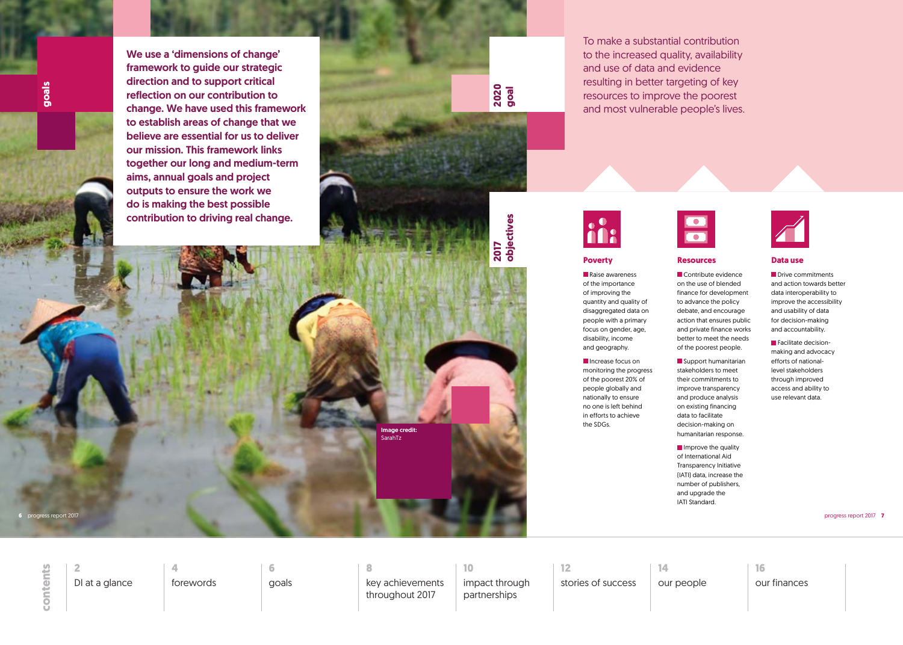# goals

**We use a 'dimensions of change' framework to guide our strategic direction and to support critical reflection on our contribution to change. We have used this framework to establish areas of change that we believe are essential for us to deliver our mission. This framework links together our long and medium-term aims, annual goals and project outputs to ensure the work we do is making the best possible contribution to driving real change.**

**Image credit:** SarahTz

## 2020 goal

To make a substantial contribution to the increased quality, availability and use of data and evidence resulting in better targeting of key resources to improve the poorest and most vulnerable people's lives.

## 2017 objectives

### Poverty

- Raise awareness of the importance of improving the quantity and quality of disaggregated data on people with a primary focus on gender, age, disability, income and geography.
- Increase focus on monitoring the progress of the poorest 20% of people globally and nationally to ensure no one is left behind in efforts to achieve the SDGs.

### Resources

- Contribute evidence on the use of blended finance for development to advance the policy debate, and encourage action that ensures public and private finance works better to meet the needs of the poorest people.
- Support humanitarian stakeholders to meet their commitments to improve transparency and produce analysis on existing financing data to facilitate decision-making on humanitarian response.
- Improve the quality of International Aid Transparency Initiative (IATI) data, increase the number of publishers, and upgrade the IATI Standard.

### Data use

- Drive commitments and action towards better data interoperability to improve the accessibility and usability of data for decision-making and accountability.
- Facilitate decision-making and advocacy efforts of national-level stakeholders through improved access and ability to use relevant data.

**contents**

| 2 | 4 | 6 | 8 | 10 | 12 | 14 | 16 |
|---|---|---|---|---|---|---|---|
| DI at a glance | forewords | goals | key achievements throughout 2017 | impact through partnerships | stories of success | our people | our finances |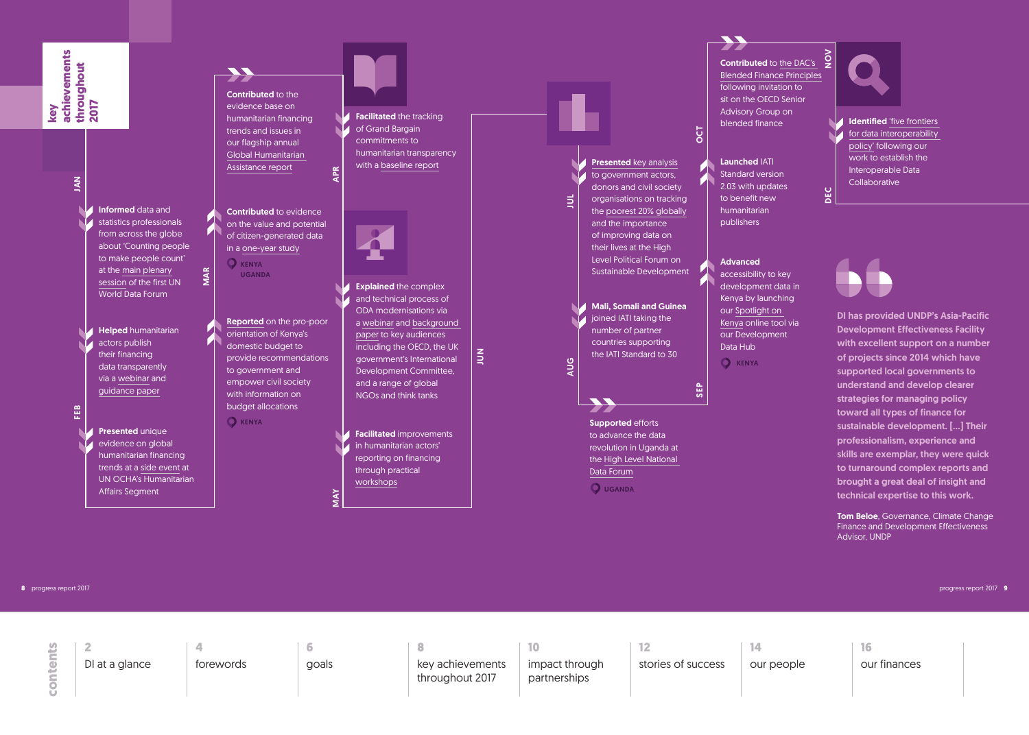# key achievements throughout 2017

## JAN

**Informed** data and statistics professionals from across the globe about 'Counting people to make people count' at the main plenary session of the first UN World Data Forum

## FEB

**Helped** humanitarian actors publish their financing data transparently via a webinar and guidance paper

**Presented** unique evidence on global humanitarian financing trends at a side event at UN OCHA's Humanitarian Affairs Segment

## MAR

**Contributed** to the evidence base on humanitarian financing trends and issues in our flagship annual Global Humanitarian Assistance report

**Contributed** to evidence on the value and potential of citizen-generated data in a one-year study

KENYA
UGANDA

**Reported** on the pro-poor orientation of Kenya's domestic budget to provide recommendations to government and empower civil society with information on budget allocations

KENYA

## APR

**Facilitated** the tracking of Grand Bargain commitments to humanitarian transparency with a baseline report

## MAY

**Explained** the complex and technical process of ODA modernisations via a webinar and background paper to key audiences including the OECD, the UK government's International Development Committee, and a range of global NGOs and think tanks

**Facilitated** improvements in humanitarian actors' reporting on financing through practical workshops

## JUN

## JUL

**Presented** key analysis to government actors, donors and civil society organisations on tracking the poorest 20% globally and the importance of improving data on their lives at the High Level Political Forum on Sustainable Development

## AUG

**Mali, Somali and Guinea** joined IATI taking the number of partner countries supporting the IATI Standard to 30

## SEP

**Supported** efforts to advance the data revolution in Uganda at the High Level National Data Forum

UGANDA

## OCT

**Launched** IATI Standard version 2.03 with updates to benefit new humanitarian publishers

**Advanced** accessibility to key development data in Kenya by launching our Spotlight on Kenya online tool via our Development Data Hub

KENYA

## NOV

**Contributed** to the DAC's Blended Finance Principles following invitation to sit on the OECD Senior Advisory Group on blended finance

## DEC

**Identified** 'five frontiers for data interoperability policy' following our work to establish the Interoperable Data Collaborative

> **DI has provided UNDP's Asia-Pacific Development Effectiveness Facility with excellent support on a number of projects since 2014 which have supported local governments to understand and develop clearer strategies for managing policy toward all types of finance for sustainable development. […] Their professionalism, experience and skills are exemplar, they were quick to turnaround complex reports and brought a great deal of insight and technical expertise to this work.**
>
> **Tom Beloe**, Governance, Climate Change Finance and Development Effectiveness Advisor, UNDP

contents

| 2 | 4 | 6 | 8 | 10 | 12 | 14 | 16 |
|---|---|---|---|---|---|---|---|
| DI at a glance | forewords | goals | key achievements throughout 2017 | impact through partnerships | stories of success | our people | our finances |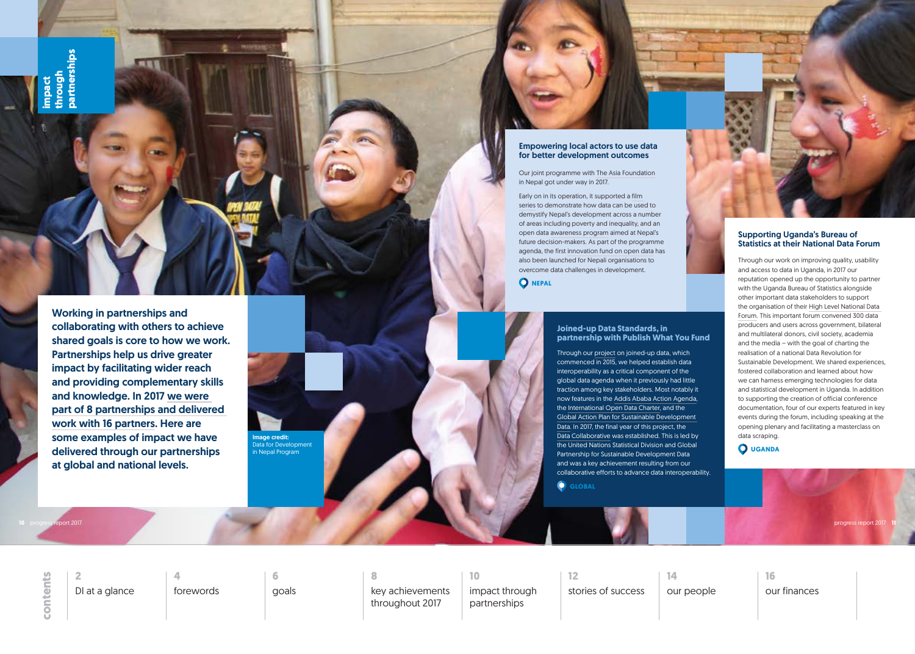# impact through partnerships

**Working in partnerships and collaborating with others to achieve shared goals is core to how we work. Partnerships help us drive greater impact by facilitating wider reach and providing complementary skills and knowledge. In 2017 we were part of 8 partnerships and delivered work with 16 partners. Here are some examples of impact we have delivered through our partnerships at global and national levels.**

**Image credit:** Data for Development in Nepal Program

## Empowering local actors to use data for better development outcomes

Our joint programme with The Asia Foundation in Nepal got under way in 2017.

Early on in its operation, it supported a film series to demonstrate how data can be used to demystify Nepal's development across a number of areas including poverty and inequality, and an open data awareness program aimed at Nepal's future decision-makers. As part of the programme agenda, the first innovation fund on open data has also been launched for Nepali organisations to overcome data challenges in development.

**NEPAL**

## Joined-up Data Standards, in partnership with Publish What You Fund

Through our project on joined-up data, which commenced in 2015, we helped establish data interoperability as a critical component of the global data agenda when it previously had little traction among key stakeholders. Most notably it now features in the Addis Ababa Action Agenda, the International Open Data Charter, and the Global Action Plan for Sustainable Development Data. In 2017, the final year of this project, the Data Collaborative was established. This is led by the United Nations Statistical Division and Global Partnership for Sustainable Development Data and was a key achievement resulting from our collaborative efforts to advance data interoperability.

**GLOBAL**

## Supporting Uganda's Bureau of Statistics at their National Data Forum

Through our work on improving quality, usability and access to data in Uganda, in 2017 our reputation opened up the opportunity to partner with the Uganda Bureau of Statistics alongside other important data stakeholders to support the organisation of their High Level National Data Forum. This important forum convened 300 data producers and users across government, bilateral and multilateral donors, civil society, academia and the media – with the goal of charting the realisation of a national Data Revolution for Sustainable Development. We shared experiences, fostered collaboration and learned about how we can harness emerging technologies for data and statistical development in Uganda. In addition to supporting the creation of official conference documentation, four of our experts featured in key events during the forum, including speaking at the opening plenary and facilitating a masterclass on data scraping.

**UGANDA**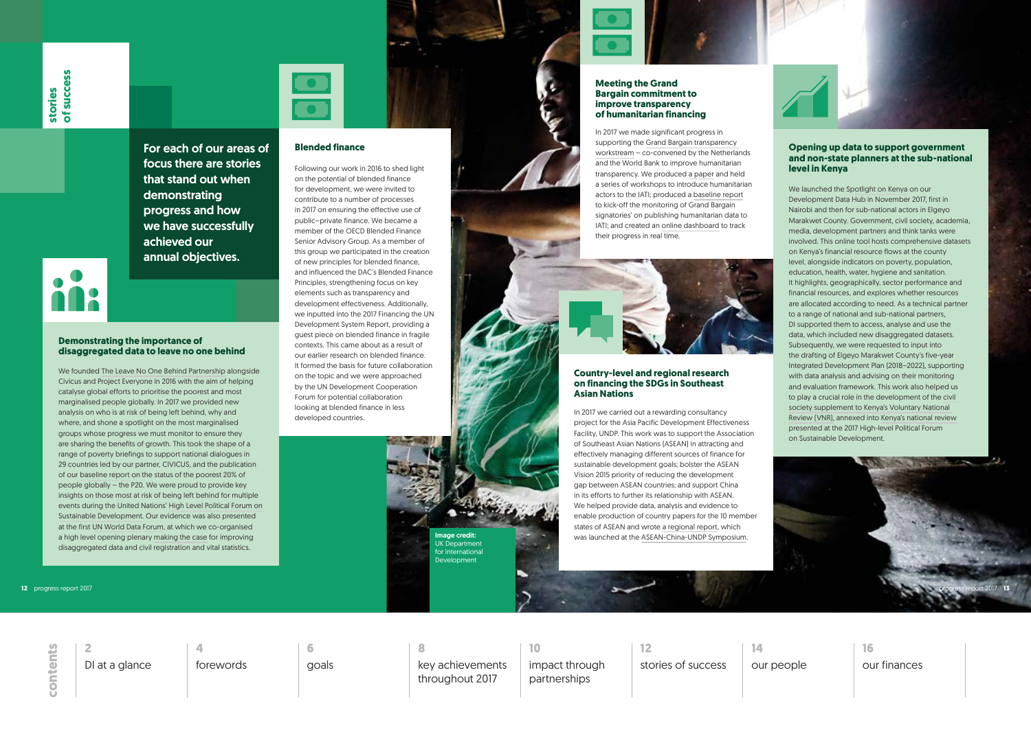# stories of success

**For each of our areas of focus there are stories that stand out when demonstrating progress and how we have successfully achieved our annual objectives.**

### Demonstrating the importance of disaggregated data to leave no one behind

We founded The Leave No One Behind Partnership alongside Civicus and Project Everyone in 2016 with the aim of helping catalyse global efforts to prioritise the poorest and most marginalised people globally. In 2017 we provided new analysis on who is at risk of being left behind, why and where, and shone a spotlight on the most marginalised groups whose progress we must monitor to ensure they are sharing the benefits of growth. This took the shape of a range of poverty briefings to support national dialogues in 29 countries led by our partner, CIVICUS, and the publication of our baseline report on the status of the poorest 20% of people globally – the P20. We were proud to provide key insights on those most at risk of being left behind for multiple events during the United Nations' High Level Political Forum on Sustainable Development. Our evidence was also presented at the first UN World Data Forum, at which we co-organised a high level opening plenary making the case for improving disaggregated data and civil registration and vital statistics.

### Blended finance

Following our work in 2016 to shed light on the potential of blended finance for development, we were invited to contribute to a number of processes in 2017 on ensuring the effective use of public–private finance. We became a member of the OECD Blended Finance Senior Advisory Group. As a member of this group we participated in the creation of new principles for blended finance, and influenced the DAC's Blended Finance Principles, strengthening focus on key elements such as transparency and development effectiveness. Additionally, we inputted into the 2017 Financing the UN Development System Report, providing a guest piece on blended finance in fragile contexts. This came about as a result of our earlier research on blended finance. It formed the basis for future collaboration on the topic and we were approached by the UN Development Cooperation Forum for potential collaboration looking at blended finance in less developed countries.

**Image credit:** UK Department for International Development

### Meeting the Grand Bargain commitment to improve transparency of humanitarian financing

In 2017 we made significant progress in supporting the Grand Bargain transparency workstream – co-convened by the Netherlands and the World Bank to improve humanitarian transparency. We produced a paper and held a series of workshops to introduce humanitarian actors to the IATI; produced a baseline report to kick-off the monitoring of Grand Bargain signatories' on publishing humanitarian data to IATI; and created an online dashboard to track their progress in real time.

### Country-level and regional research on financing the SDGs in Southeast Asian Nations

In 2017 we carried out a rewarding consultancy project for the Asia Pacific Development Effectiveness Facility, UNDP. This work was to support the Association of Southeast Asian Nations (ASEAN) in attracting and effectively managing different sources of finance for sustainable development goals; bolster the ASEAN Vision 2015 priority of reducing the development gap between ASEAN countries; and support China in its efforts to further its relationship with ASEAN. We helped provide data, analysis and evidence to enable production of country papers for the 10 member states of ASEAN and wrote a regional report, which was launched at the ASEAN-China-UNDP Symposium.

### Opening up data to support government and non-state planners at the sub-national level in Kenya

We launched the Spotlight on Kenya on our Development Data Hub in November 2017, first in Nairobi and then for sub-national actors in Elgeyo Marakwet County. Government, civil society, academia, media, development partners and think tanks were involved. This online tool hosts comprehensive datasets on Kenya's financial resource flows at the county level, alongside indicators on poverty, population, education, health, water, hygiene and sanitation. It highlights, geographically, sector performance and financial resources, and explores whether resources are allocated according to need. As a technical partner to a range of national and sub-national partners, DI supported them to access, analyse and use the data, which included new disaggregated datasets. Subsequently, we were requested to input into the drafting of Elgeyo Marakwet County's five-year Integrated Development Plan (2018–2022), supporting with data analysis and advising on their monitoring and evaluation framework. This work also helped us to play a crucial role in the development of the civil society supplement to Kenya's Voluntary National Review (VNR), annexed into Kenya's national review presented at the 2017 High-level Political Forum on Sustainable Development.

**contents**

| 2 | 4 | 6 | 8 | 10 | 12 | 14 | 16 |
|---|---|---|---|---|---|---|---|
| DI at a glance | forewords | goals | key achievements throughout 2017 | impact through partnerships | stories of success | our people | our finances |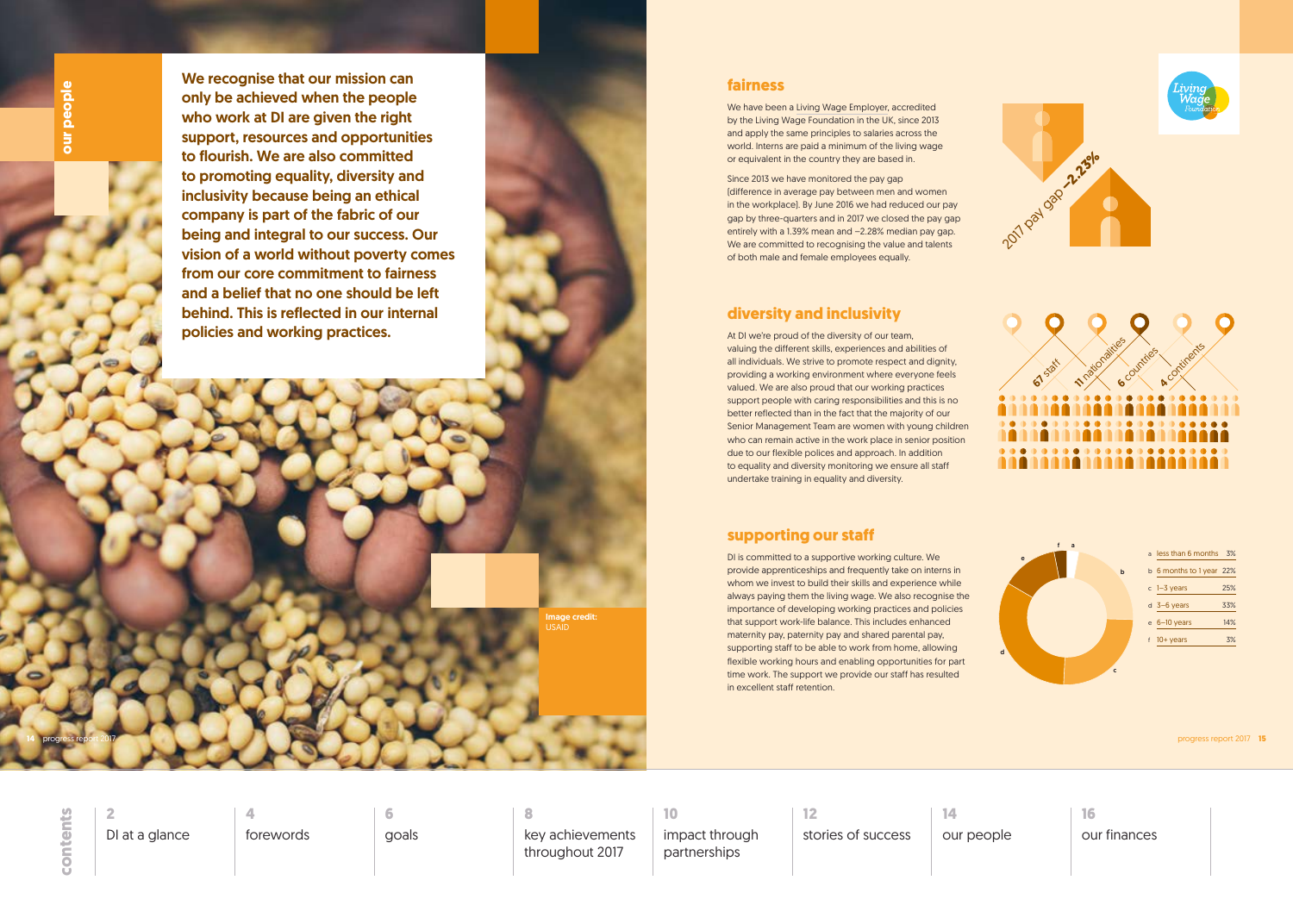## our people

**We recognise that our mission can only be achieved when the people who work at DI are given the right support, resources and opportunities to flourish. We are also committed to promoting equality, diversity and inclusivity because being an ethical company is part of the fabric of our being and integral to our success. Our vision of a world without poverty comes from our core commitment to fairness and a belief that no one should be left behind. This is reflected in our internal policies and working practices.**

Image credit: USAID

## fairness

We have been a Living Wage Employer, accredited by the Living Wage Foundation in the UK, since 2013 and apply the same principles to salaries across the world. Interns are paid a minimum of the living wage or equivalent in the country they are based in.

Since 2013 we have monitored the pay gap (difference in average pay between men and women in the workplace). By June 2016 we had reduced our pay gap by three-quarters and in 2017 we closed the pay gap entirely with a 1.39% mean and −2.28% median pay gap. We are committed to recognising the value and talents of both male and female employees equally.

Living Wage Foundation

2017 pay gap −2.23%

## diversity and inclusivity

At DI we're proud of the diversity of our team, valuing the different skills, experiences and abilities of all individuals. We strive to promote respect and dignity, providing a working environment where everyone feels valued. We are also proud that our working practices support people with caring responsibilities and this is no better reflected than in the fact that the majority of our Senior Management Team are women with young children who can remain active in the work place in senior position due to our flexible polices and approach. In addition to equality and diversity monitoring we ensure all staff undertake training in equality and diversity.

67 staff · 11 nationalities · 6 countries · 4 continents

## supporting our staff

DI is committed to a supportive working culture. We provide apprenticeships and frequently take on interns in whom we invest to build their skills and experience while always paying them the living wage. We also recognise the importance of developing working practices and policies that support work-life balance. This includes enhanced maternity pay, paternity pay and shared parental pay, supporting staff to be able to work from home, allowing flexible working hours and enabling opportunities for part time work. The support we provide our staff has resulted in excellent staff retention.

| | Length of service | % |
|---|---|---|
| a | less than 6 months | 3% |
| b | 6 months to 1 year | 22% |
| c | 1–3 years | 25% |
| d | 3–6 years | 33% |
| e | 6–10 years | 14% |
| f | 10+ years | 3% |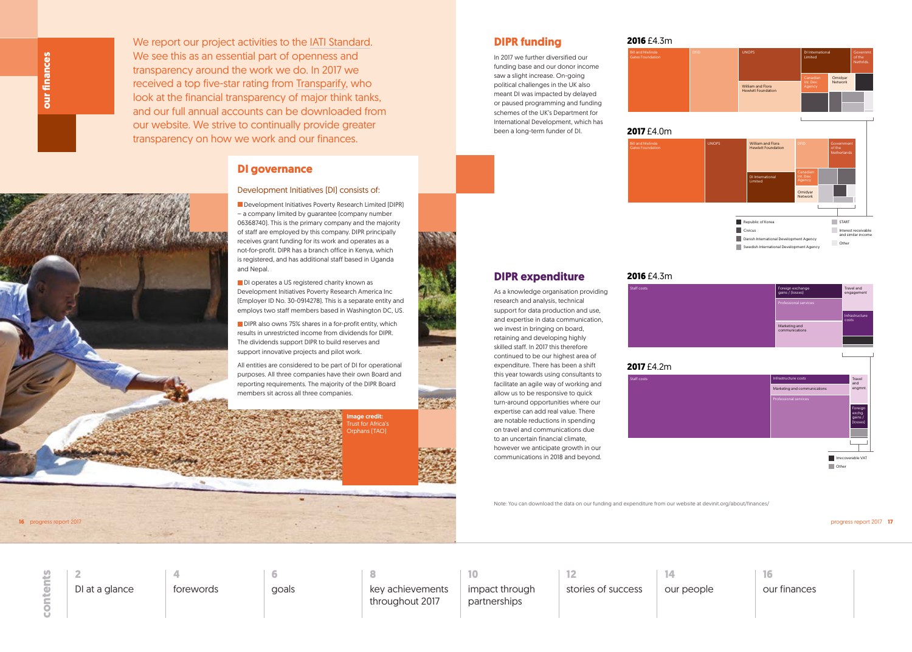## our finances

We report our project activities to the IATI Standard. We see this as an essential part of openness and transparency around the work we do. In 2017 we received a top five-star rating from Transparify, who look at the financial transparency of major think tanks, and our full annual accounts can be downloaded from our website. We strive to continually provide greater transparency on how we work and our finances.

## DI governance

Development Initiatives (DI) consists of:

- Development Initiatives Poverty Research Limited (DIPR) – a company limited by guarantee (company number 06368740). This is the primary company and the majority of staff are employed by this company. DIPR principally receives grant funding for its work and operates as a not-for-profit. DIPR has a branch office in Kenya, which is registered, and has additional staff based in Uganda and Nepal.
- DI operates a US registered charity known as Development Initiatives Poverty Research America Inc (Employer ID No. 30-0914278). This is a separate entity and employs two staff members based in Washington DC, US.
- DIPR also owns 75% shares in a for-profit entity, which results in unrestricted income from dividends for DIPR. The dividends support DIPR to build reserves and support innovative projects and pilot work.

All entities are considered to be part of DI for operational purposes. All three companies have their own Board and reporting requirements. The majority of the DIPR Board members sit across all three companies.

**Image credit:** Trust for Africa's Orphans (TAO)

## DIPR funding

In 2017 we further diversified our funding base and our donor income saw a slight increase. On-going political challenges in the UK also meant DI was impacted by delayed or paused programming and funding schemes of the UK's Department for International Development, which has been a long-term funder of DI.

**2016** £4.3m

Bill and Melinda Gates Foundation; DFID; UNOPS; William and Flora Hewlett Foundation; DI International Limited; Government of the Netherlds; Canadian Int. Dev. Agency; Omidyar Network

**2017** £4.0m

Bill and Melinda Gates Foundation; UNOPS; William and Flora Hewlett Foundation; DI International Limited; DFID; Government of the Netherlands; Canadian Int. Dev. Agency; Omidyar Network

- Republic of Korea
- Civicus
- Danish International Development Agency
- Swedish International Development Agency
- START
- Interest receivable and similar income
- Other

## DIPR expenditure

As a knowledge organisation providing research and analysis, technical support for data production and use, and expertise in data communication, we invest in bringing on board, retaining and developing highly skilled staff. In 2017 this therefore continued to be our highest area of expenditure. There has been a shift this year towards using consultants to facilitate an agile way of working and allow us to be responsive to quick turn-around opportunities where our expertise can add real value. There are notable reductions in spending on travel and communications due to an uncertain financial climate, however we anticipate growth in our communications in 2018 and beyond.

**2016** £4.3m

Staff costs; Foreign exchange gains / (losses); Professional services; Marketing and communications; Travel and engagement; Infrastructure costs

**2017** £4.2m

Staff costs; Infrastructure costs; Marketing and communications; Professional services; Travel and engmnt.; Foreign exchg. gains / (losses)

- Irrecoverable VAT
- Other

Note: You can download the data on our funding and expenditure from our website at devinit.org/about/finances/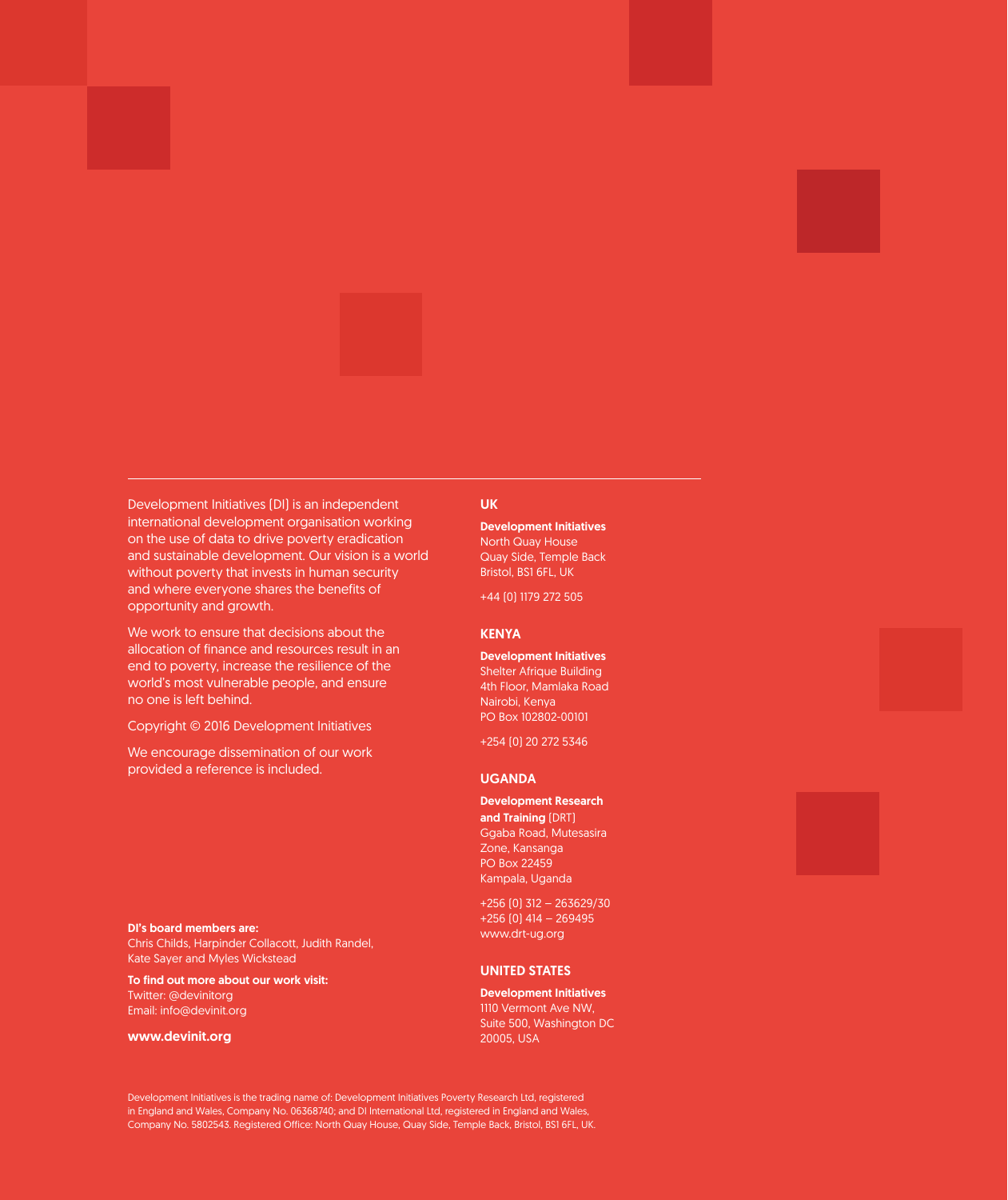Development Initiatives (DI) is an independent international development organisation working on the use of data to drive poverty eradication and sustainable development. Our vision is a world without poverty that invests in human security and where everyone shares the benefits of opportunity and growth.

We work to ensure that decisions about the allocation of finance and resources result in an end to poverty, increase the resilience of the world's most vulnerable people, and ensure no one is left behind.

Copyright © 2016 Development Initiatives

We encourage dissemination of our work provided a reference is included.

**DI's board members are:**
Chris Childs, Harpinder Collacott, Judith Randel, Kate Sayer and Myles Wickstead

**To find out more about our work visit:**
Twitter: @devinitorg
Email: info@devinit.org

**www.devinit.org**

## UK

**Development Initiatives**
North Quay House
Quay Side, Temple Back
Bristol, BS1 6FL, UK

+44 (0) 1179 272 505

## KENYA

**Development Initiatives**
Shelter Afrique Building
4th Floor, Mamlaka Road
Nairobi, Kenya
PO Box 102802-00101

+254 (0) 20 272 5346

## UGANDA

**Development Research and Training** (DRT)
Ggaba Road, Mutesasira
Zone, Kansanga
PO Box 22459
Kampala, Uganda

+256 (0) 312 – 263629/30
+256 (0) 414 – 269495
www.drt-ug.org

## UNITED STATES

**Development Initiatives**
1110 Vermont Ave NW,
Suite 500, Washington DC
20005, USA

Development Initiatives is the trading name of: Development Initiatives Poverty Research Ltd, registered in England and Wales, Company No. 06368740; and DI International Ltd, registered in England and Wales, Company No. 5802543. Registered Office: North Quay House, Quay Side, Temple Back, Bristol, BS1 6FL, UK.